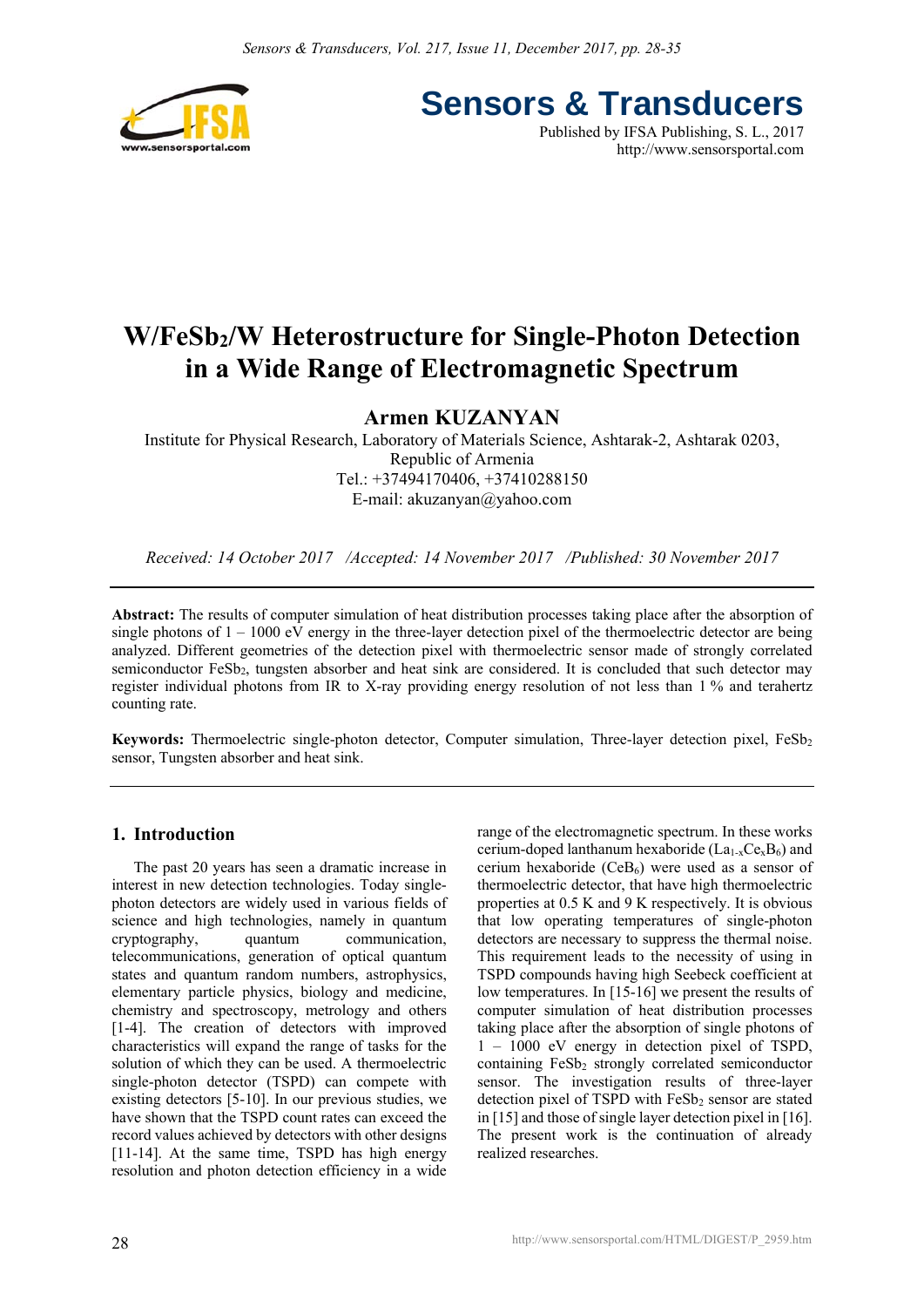# W/FeSb$_2$/W Heterostructure for Single-Photon Detection in a Wide Range of Electromagnetic Spectrum

**Armen KUZANYAN**

Institute for Physical Research, Laboratory of Materials Science, Ashtarak-2, Ashtarak 0203, Republic of Armenia
Tel.: +37494170406, +37410288150
E-mail: akuzanyan@yahoo.com

*Received: 14 October 2017 /Accepted: 14 November 2017 /Published: 30 November 2017*

**Abstract:** The results of computer simulation of heat distribution processes taking place after the absorption of single photons of 1 – 1000 eV energy in the three-layer detection pixel of the thermoelectric detector are being analyzed. Different geometries of the detection pixel with thermoelectric sensor made of strongly correlated semiconductor FeSb$_2$, tungsten absorber and heat sink are considered. It is concluded that such detector may register individual photons from IR to X-ray providing energy resolution of not less than 1 % and terahertz counting rate.

**Keywords:** Thermoelectric single-photon detector, Computer simulation, Three-layer detection pixel, FeSb$_2$ sensor, Tungsten absorber and heat sink.

## 1. Introduction

The past 20 years has seen a dramatic increase in interest in new detection technologies. Today single-photon detectors are widely used in various fields of science and high technologies, namely in quantum cryptography, quantum communication, telecommunications, generation of optical quantum states and quantum random numbers, astrophysics, elementary particle physics, biology and medicine, chemistry and spectroscopy, metrology and others [1-4]. The creation of detectors with improved characteristics will expand the range of tasks for the solution of which they can be used. A thermoelectric single-photon detector (TSPD) can compete with existing detectors [5-10]. In our previous studies, we have shown that the TSPD count rates can exceed the record values achieved by detectors with other designs [11-14]. At the same time, TSPD has high energy resolution and photon detection efficiency in a wide range of the electromagnetic spectrum. In these works cerium-doped lanthanum hexaboride (La$_{1-x}$Ce$_x$B$_6$) and cerium hexaboride (CeB$_6$) were used as a sensor of thermoelectric detector, that have high thermoelectric properties at 0.5 K and 9 K respectively. It is obvious that low operating temperatures of single-photon detectors are necessary to suppress the thermal noise. This requirement leads to the necessity of using in TSPD compounds having high Seebeck coefficient at low temperatures. In [15-16] we present the results of computer simulation of heat distribution processes taking place after the absorption of single photons of 1 – 1000 eV energy in detection pixel of TSPD, containing FeSb$_2$ strongly correlated semiconductor sensor. The investigation results of three-layer detection pixel of TSPD with FeSb$_2$ sensor are stated in [15] and those of single layer detection pixel in [16]. The present work is the continuation of already realized researches.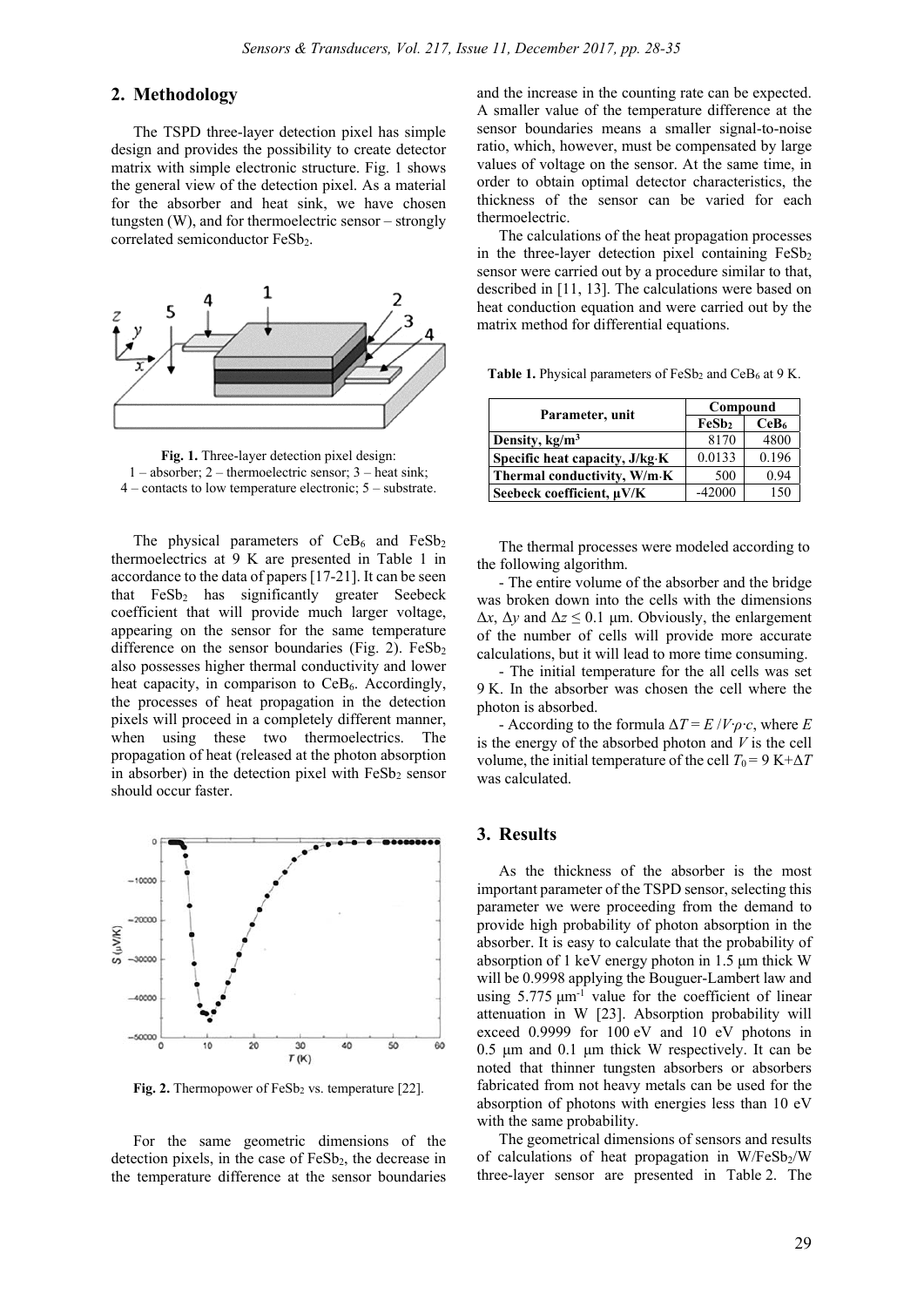## 2. Methodology

The TSPD three-layer detection pixel has simple design and provides the possibility to create detector matrix with simple electronic structure. Fig. 1 shows the general view of the detection pixel. As a material for the absorber and heat sink, we have chosen tungsten (W), and for thermoelectric sensor – strongly correlated semiconductor $FeSb_2$.

**Fig. 1.** Three-layer detection pixel design:
1 – absorber; 2 – thermoelectric sensor; 3 – heat sink;
4 – contacts to low temperature electronic; 5 – substrate.

The physical parameters of $CeB_6$ and $FeSb_2$ thermoelectrics at 9 K are presented in Table 1 in accordance to the data of papers [17-21]. It can be seen that $FeSb_2$ has significantly greater Seebeck coefficient that will provide much larger voltage, appearing on the sensor for the same temperature difference on the sensor boundaries (Fig. 2). $FeSb_2$ also possesses higher thermal conductivity and lower heat capacity, in comparison to $CeB_6$. Accordingly, the processes of heat propagation in the detection pixels will proceed in a completely different manner, when using these two thermoelectrics. The propagation of heat (released at the photon absorption in absorber) in the detection pixel with $FeSb_2$ sensor should occur faster.

**Fig. 2.** Thermopower of $FeSb_2$ vs. temperature [22].

For the same geometric dimensions of the detection pixels, in the case of $FeSb_2$, the decrease in the temperature difference at the sensor boundaries and the increase in the counting rate can be expected. A smaller value of the temperature difference at the sensor boundaries means a smaller signal-to-noise ratio, which, however, must be compensated by large values of voltage on the sensor. At the same time, in order to obtain optimal detector characteristics, the thickness of the sensor can be varied for each thermoelectric.

The calculations of the heat propagation processes in the three-layer detection pixel containing $FeSb_2$ sensor were carried out by a procedure similar to that, described in [11, 13]. The calculations were based on heat conduction equation and were carried out by the matrix method for differential equations.

**Table 1.** Physical parameters of $FeSb_2$ and $CeB_6$ at 9 K.

| Parameter, unit | Compound | |
|---|---|---|
| | $FeSb_2$ | $CeB_6$ |
| **Density, kg/m³** | 8170 | 4800 |
| **Specific heat capacity, J/kg·K** | 0.0133 | 0.196 |
| **Thermal conductivity, W/m·K** | 500 | 0.94 |
| **Seebeck coefficient, μV/K** | -42000 | 150 |

The thermal processes were modeled according to the following algorithm.

- The entire volume of the absorber and the bridge was broken down into the cells with the dimensions $\Delta x$, $\Delta y$ and $\Delta z \leq 0.1$ μm. Obviously, the enlargement of the number of cells will provide more accurate calculations, but it will lead to more time consuming.
- The initial temperature for the all cells was set 9 K. In the absorber was chosen the cell where the photon is absorbed.
- According to the formula $\Delta T = E / V \cdot \rho \cdot c$, where $E$ is the energy of the absorbed photon and $V$ is the cell volume, the initial temperature of the cell $T_0 = 9$ K$+\Delta T$ was calculated.

## 3. Results

As the thickness of the absorber is the most important parameter of the TSPD sensor, selecting this parameter we were proceeding from the demand to provide high probability of photon absorption in the absorber. It is easy to calculate that the probability of absorption of 1 keV energy photon in 1.5 μm thick W will be 0.9998 applying the Bouguer-Lambert law and using 5.775 μm$^{-1}$ value for the coefficient of linear attenuation in W [23]. Absorption probability will exceed 0.9999 for 100 eV and 10 eV photons in 0.5 μm and 0.1 μm thick W respectively. It can be noted that thinner tungsten absorbers or absorbers fabricated from not heavy metals can be used for the absorption of photons with energies less than 10 eV with the same probability.

The geometrical dimensions of sensors and results of calculations of heat propagation in W/$FeSb_2$/W three-layer sensor are presented in Table 2. The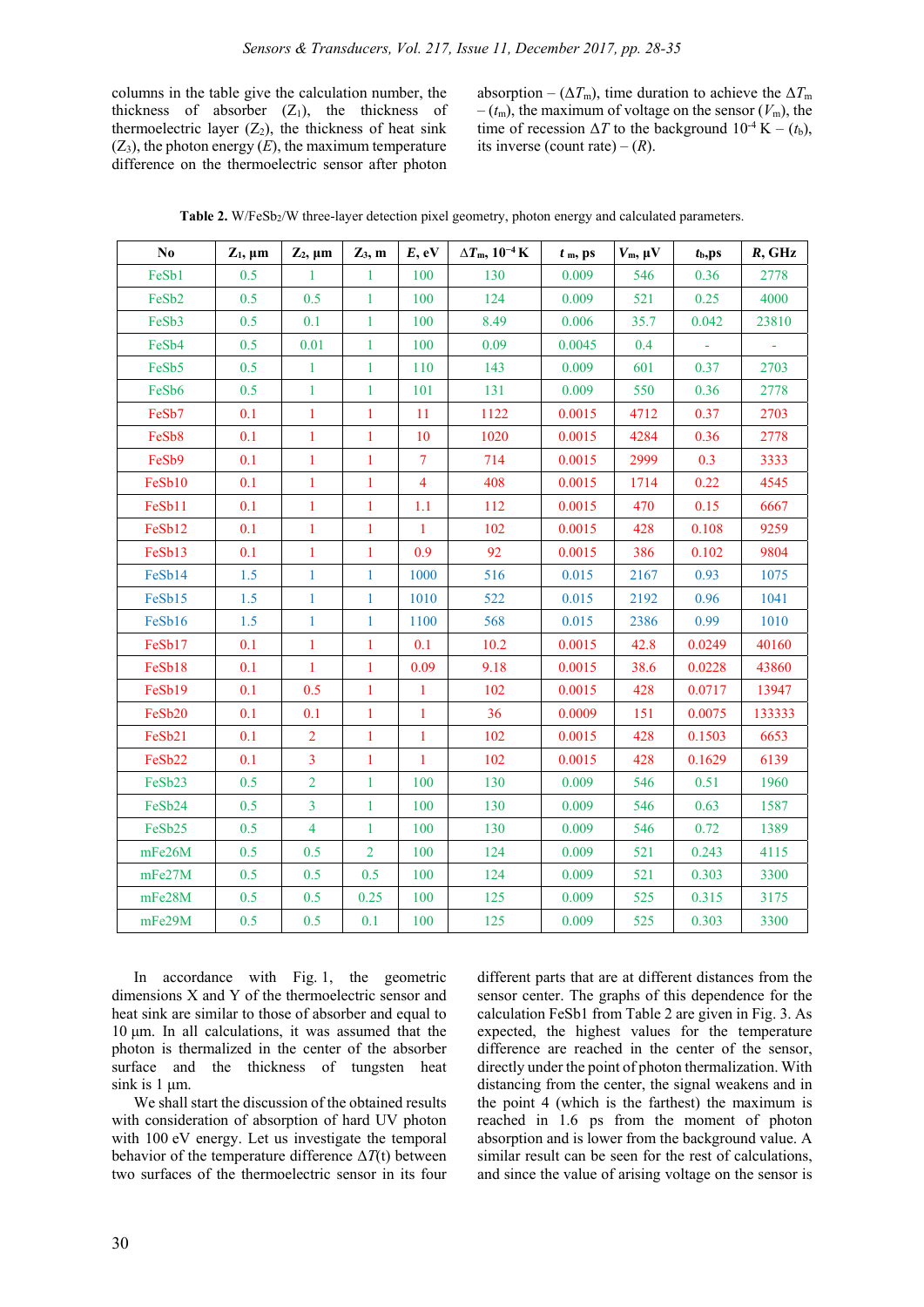columns in the table give the calculation number, the thickness of absorber ($Z_1$), the thickness of thermoelectric layer ($Z_2$), the thickness of heat sink ($Z_3$), the photon energy ($E$), the maximum temperature difference on the thermoelectric sensor after photon absorption – ($\Delta T_m$), time duration to achieve the $\Delta T_m$ – ($t_m$), the maximum of voltage on the sensor ($V_m$), the time of recession $\Delta T$ to the background $10^{-4}$ K – ($t_b$), its inverse (count rate) – ($R$).

**Table 2.** W/$FeSb_2$/W three-layer detection pixel geometry, photon energy and calculated parameters.

| No | $Z_1$, µm | $Z_2$, µm | $Z_3$, m | $E$, eV | $\Delta T_m$, $10^{-4}$ K | $t_m$, ps | $V_m$, µV | $t_b$,ps | $R$, GHz |
|---|---|---|---|---|---|---|---|---|---|
| FeSb1 | 0.5 | 1 | 1 | 100 | 130 | 0.009 | 546 | 0.36 | 2778 |
| FeSb2 | 0.5 | 0.5 | 1 | 100 | 124 | 0.009 | 521 | 0.25 | 4000 |
| FeSb3 | 0.5 | 0.1 | 1 | 100 | 8.49 | 0.006 | 35.7 | 0.042 | 23810 |
| FeSb4 | 0.5 | 0.01 | 1 | 100 | 0.09 | 0.0045 | 0.4 | - | - |
| FeSb5 | 0.5 | 1 | 1 | 110 | 143 | 0.009 | 601 | 0.37 | 2703 |
| FeSb6 | 0.5 | 1 | 1 | 101 | 131 | 0.009 | 550 | 0.36 | 2778 |
| FeSb7 | 0.1 | 1 | 1 | 11 | 1122 | 0.0015 | 4712 | 0.37 | 2703 |
| FeSb8 | 0.1 | 1 | 1 | 10 | 1020 | 0.0015 | 4284 | 0.36 | 2778 |
| FeSb9 | 0.1 | 1 | 1 | 7 | 714 | 0.0015 | 2999 | 0.3 | 3333 |
| FeSb10 | 0.1 | 1 | 1 | 4 | 408 | 0.0015 | 1714 | 0.22 | 4545 |
| FeSb11 | 0.1 | 1 | 1 | 1.1 | 112 | 0.0015 | 470 | 0.15 | 6667 |
| FeSb12 | 0.1 | 1 | 1 | 1 | 102 | 0.0015 | 428 | 0.108 | 9259 |
| FeSb13 | 0.1 | 1 | 1 | 0.9 | 92 | 0.0015 | 386 | 0.102 | 9804 |
| FeSb14 | 1.5 | 1 | 1 | 1000 | 516 | 0.015 | 2167 | 0.93 | 1075 |
| FeSb15 | 1.5 | 1 | 1 | 1010 | 522 | 0.015 | 2192 | 0.96 | 1041 |
| FeSb16 | 1.5 | 1 | 1 | 1100 | 568 | 0.015 | 2386 | 0.99 | 1010 |
| FeSb17 | 0.1 | 1 | 1 | 0.1 | 10.2 | 0.0015 | 42.8 | 0.0249 | 40160 |
| FeSb18 | 0.1 | 1 | 1 | 0.09 | 9.18 | 0.0015 | 38.6 | 0.0228 | 43860 |
| FeSb19 | 0.1 | 0.5 | 1 | 1 | 102 | 0.0015 | 428 | 0.0717 | 13947 |
| FeSb20 | 0.1 | 0.1 | 1 | 1 | 36 | 0.0009 | 151 | 0.0075 | 133333 |
| FeSb21 | 0.1 | 2 | 1 | 1 | 102 | 0.0015 | 428 | 0.1503 | 6653 |
| FeSb22 | 0.1 | 3 | 1 | 1 | 102 | 0.0015 | 428 | 0.1629 | 6139 |
| FeSb23 | 0.5 | 2 | 1 | 100 | 130 | 0.009 | 546 | 0.51 | 1960 |
| FeSb24 | 0.5 | 3 | 1 | 100 | 130 | 0.009 | 546 | 0.63 | 1587 |
| FeSb25 | 0.5 | 4 | 1 | 100 | 130 | 0.009 | 546 | 0.72 | 1389 |
| mFe26M | 0.5 | 0.5 | 2 | 100 | 124 | 0.009 | 521 | 0.243 | 4115 |
| mFe27M | 0.5 | 0.5 | 0.5 | 100 | 124 | 0.009 | 521 | 0.303 | 3300 |
| mFe28M | 0.5 | 0.5 | 0.25 | 100 | 125 | 0.009 | 525 | 0.315 | 3175 |
| mFe29M | 0.5 | 0.5 | 0.1 | 100 | 125 | 0.009 | 525 | 0.303 | 3300 |

In accordance with Fig. 1, the geometric dimensions X and Y of the thermoelectric sensor and heat sink are similar to those of absorber and equal to 10 µm. In all calculations, it was assumed that the photon is thermalized in the center of the absorber surface and the thickness of tungsten heat sink is 1 µm.

We shall start the discussion of the obtained results with consideration of absorption of hard UV photon with 100 eV energy. Let us investigate the temporal behavior of the temperature difference $\Delta T(t)$ between two surfaces of the thermoelectric sensor in its four different parts that are at different distances from the sensor center. The graphs of this dependence for the calculation FeSb1 from Table 2 are given in Fig. 3. As expected, the highest values for the temperature difference are reached in the center of the sensor, directly under the point of photon thermalization. With distancing from the center, the signal weakens and in the point 4 (which is the farthest) the maximum is reached in 1.6 ps from the moment of photon absorption and is lower from the background value. A similar result can be seen for the rest of calculations, and since the value of arising voltage on the sensor is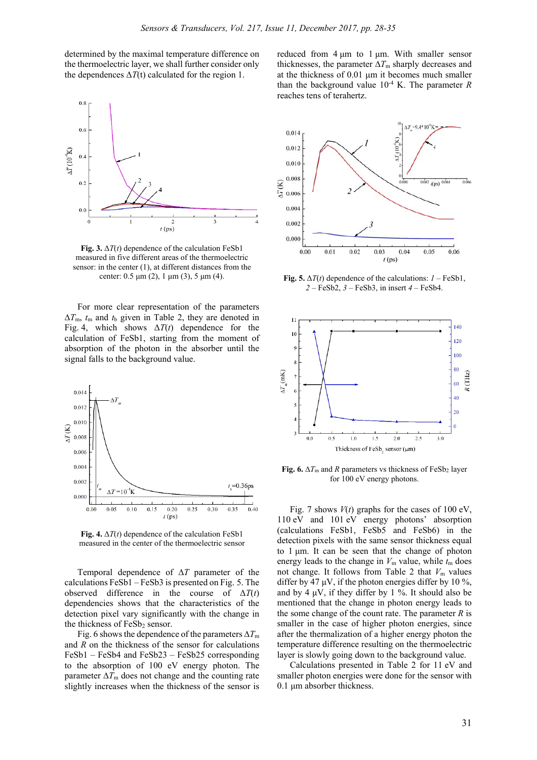determined by the maximal temperature difference on the thermoelectric layer, we shall further consider only the dependences $\Delta T(t)$ calculated for the region 1.

**Fig. 3.** $\Delta T(t)$ dependence of the calculation FeSb1 measured in five different areas of the thermoelectric sensor: in the center (1), at different distances from the center: 0.5 μm (2), 1 μm (3), 5 μm (4).

For more clear representation of the parameters $\Delta T_m$, $t_m$ and $t_b$ given in Table 2, they are denoted in Fig. 4, which shows $\Delta T(t)$ dependence for the calculation of FeSb1, starting from the moment of absorption of the photon in the absorber until the signal falls to the background value.

**Fig. 4.** $\Delta T(t)$ dependence of the calculation FeSb1 measured in the center of the thermoelectric sensor

Temporal dependence of $\Delta T$ parameter of the calculations FeSb1 – FeSb3 is presented on Fig. 5. The observed difference in the course of $\Delta T(t)$ dependencies shows that the characteristics of the detection pixel vary significantly with the change in the thickness of $FeSb_2$ sensor.

Fig. 6 shows the dependence of the parameters $\Delta T_m$ and $R$ on the thickness of the sensor for calculations FeSb1 – FeSb4 and FeSb23 – FeSb25 corresponding to the absorption of 100 eV energy photon. The parameter $\Delta T_m$ does not change and the counting rate slightly increases when the thickness of the sensor is reduced from 4 μm to 1 μm. With smaller sensor thicknesses, the parameter $\Delta T_m$ sharply decreases and at the thickness of 0.01 μm it becomes much smaller than the background value $10^{-4}$ K. The parameter $R$ reaches tens of terahertz.

**Fig. 5.** $\Delta T(t)$ dependence of the calculations: *1* – FeSb1, *2* – FeSb2, *3* – FeSb3, in insert *4* – FeSb4.

**Fig. 6.** $\Delta T_m$ and $R$ parameters vs thickness of $FeSb_2$ layer for 100 eV energy photons.

Fig. 7 shows $V(t)$ graphs for the cases of 100 eV, 110 eV and 101 eV energy photons' absorption (calculations FeSb1, FeSb5 and FeSb6) in the detection pixels with the same sensor thickness equal to 1 μm. It can be seen that the change of photon energy leads to the change in $V_m$ value, while $t_m$ does not change. It follows from Table 2 that $V_m$ values differ by 47 μV, if the photon energies differ by 10 %, and by 4 μV, if they differ by 1 %. It should also be mentioned that the change in photon energy leads to the some change of the count rate. The parameter $R$ is smaller in the case of higher photon energies, since after the thermalization of a higher energy photon the temperature difference resulting on the thermoelectric layer is slowly going down to the background value.

Calculations presented in Table 2 for 11 eV and smaller photon energies were done for the sensor with 0.1 μm absorber thickness.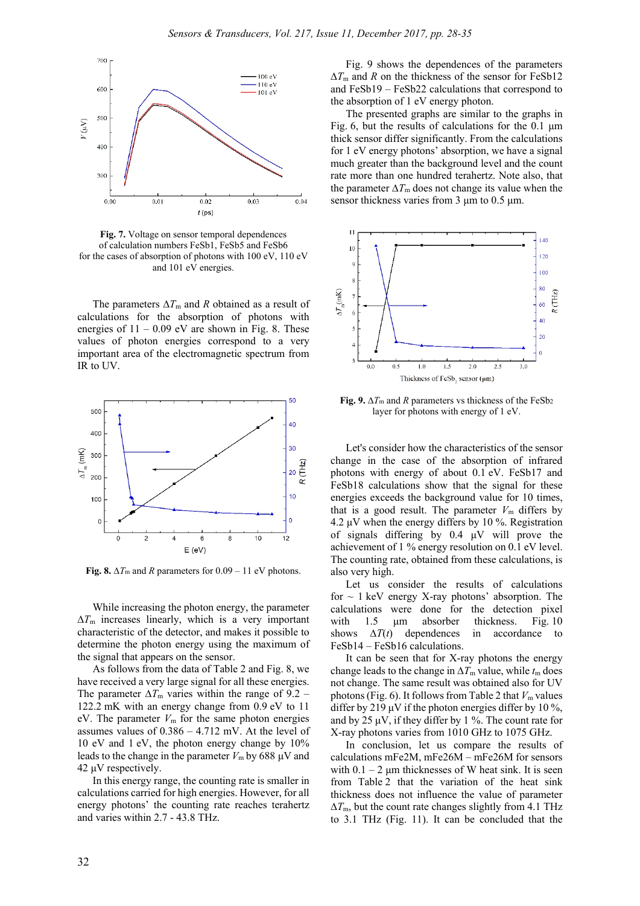**Fig. 7.** Voltage on sensor temporal dependences of calculation numbers FeSb1, FeSb5 and FeSb6 for the cases of absorption of photons with 100 eV, 110 eV and 101 eV energies.

The parameters $\Delta T_m$ and $R$ obtained as a result of calculations for the absorption of photons with energies of 11 – 0.09 eV are shown in Fig. 8. These values of photon energies correspond to a very important area of the electromagnetic spectrum from IR to UV.

**Fig. 8.** $\Delta T_m$ and $R$ parameters for 0.09 – 11 eV photons.

While increasing the photon energy, the parameter $\Delta T_m$ increases linearly, which is a very important characteristic of the detector, and makes it possible to determine the photon energy using the maximum of the signal that appears on the sensor.

As follows from the data of Table 2 and Fig. 8, we have received a very large signal for all these energies. The parameter $\Delta T_m$ varies within the range of 9.2 – 122.2 mK with an energy change from 0.9 eV to 11 eV. The parameter $V_m$ for the same photon energies assumes values of 0.386 – 4.712 mV. At the level of 10 eV and 1 eV, the photon energy change by 10% leads to the change in the parameter $V_m$ by 688 μV and 42 μV respectively.

In this energy range, the counting rate is smaller in calculations carried for high energies. However, for all energy photons' the counting rate reaches terahertz and varies within 2.7 - 43.8 THz.

Fig. 9 shows the dependences of the parameters $\Delta T_m$ and $R$ on the thickness of the sensor for FeSb12 and FeSb19 – FeSb22 calculations that correspond to the absorption of 1 eV energy photon.

The presented graphs are similar to the graphs in Fig. 6, but the results of calculations for the 0.1 μm thick sensor differ significantly. From the calculations for 1 eV energy photons' absorption, we have a signal much greater than the background level and the count rate more than one hundred terahertz. Note also, that the parameter $\Delta T_m$ does not change its value when the sensor thickness varies from 3 μm to 0.5 μm.

**Fig. 9.** $\Delta T_m$ and $R$ parameters vs thickness of the $FeSb_2$ layer for photons with energy of 1 eV.

Let's consider how the characteristics of the sensor change in the case of the absorption of infrared photons with energy of about 0.1 eV. FeSb17 and FeSb18 calculations show that the signal for these energies exceeds the background value for 10 times, that is a good result. The parameter $V_m$ differs by 4.2 μV when the energy differs by 10 %. Registration of signals differing by 0.4 μV will prove the achievement of 1 % energy resolution on 0.1 eV level. The counting rate, obtained from these calculations, is also very high.

Let us consider the results of calculations for ~ 1 keV energy X-ray photons' absorption. The calculations were done for the detection pixel with 1.5 μm absorber thickness. Fig. 10 shows $\Delta T(t)$ dependences in accordance to FeSb14 – FeSb16 calculations.

It can be seen that for X-ray photons the energy change leads to the change in $\Delta T_m$ value, while $t_m$ does not change. The same result was obtained also for UV photons (Fig. 6). It follows from Table 2 that $V_m$ values differ by 219 μV if the photon energies differ by 10 %, and by 25 μV, if they differ by 1 %. The count rate for X-ray photons varies from 1010 GHz to 1075 GHz.

In conclusion, let us compare the results of calculations mFe2M, mFe26M – mFe26M for sensors with 0.1 – 2 μm thicknesses of W heat sink. It is seen from Table 2 that the variation of the heat sink thickness does not influence the value of parameter $\Delta T_m$, but the count rate changes slightly from 4.1 THz to 3.1 THz (Fig. 11). It can be concluded that the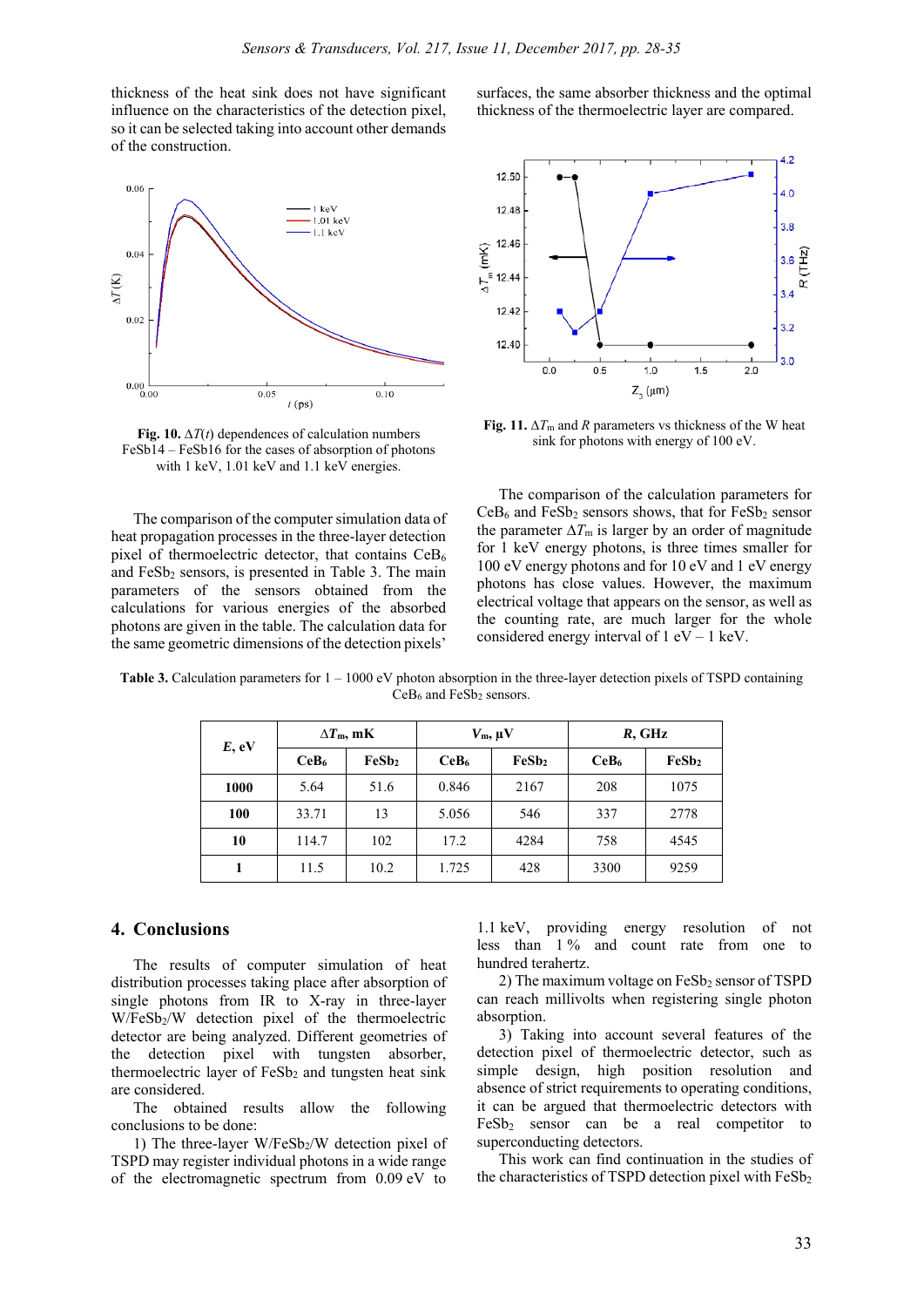thickness of the heat sink does not have significant influence on the characteristics of the detection pixel, so it can be selected taking into account other demands of the construction.

**Fig. 10.** $\Delta T(t)$ dependences of calculation numbers FeSb14 – FeSb16 for the cases of absorption of photons with 1 keV, 1.01 keV and 1.1 keV energies.

The comparison of the computer simulation data of heat propagation processes in the three-layer detection pixel of thermoelectric detector, that contains $CeB_6$ and $FeSb_2$ sensors, is presented in Table 3. The main parameters of the sensors obtained from the calculations for various energies of the absorbed photons are given in the table. The calculation data for the same geometric dimensions of the detection pixels' surfaces, the same absorber thickness and the optimal thickness of the thermoelectric layer are compared.

**Fig. 11.** $\Delta T_m$ and $R$ parameters vs thickness of the W heat sink for photons with energy of 100 eV.

The comparison of the calculation parameters for $CeB_6$ and $FeSb_2$ sensors shows, that for $FeSb_2$ sensor the parameter $\Delta T_m$ is larger by an order of magnitude for 1 keV energy photons, is three times smaller for 100 eV energy photons and for 10 eV and 1 eV energy photons has close values. However, the maximum electrical voltage that appears on the sensor, as well as the counting rate, are much larger for the whole considered energy interval of 1 eV – 1 keV.

**Table 3.** Calculation parameters for 1 – 1000 eV photon absorption in the three-layer detection pixels of TSPD containing $CeB_6$ and $FeSb_2$ sensors.

| ***E*, eV** | **$\Delta T_m$, mK** | | **$V_m$, μV** | | ***R*, GHz** | |
|---|---|---|---|---|---|---|
| | **$CeB_6$** | **$FeSb_2$** | **$CeB_6$** | **$FeSb_2$** | **$CeB_6$** | **$FeSb_2$** |
| **1000** | 5.64 | 51.6 | 0.846 | 2167 | 208 | 1075 |
| **100** | 33.71 | 13 | 5.056 | 546 | 337 | 2778 |
| **10** | 114.7 | 102 | 17.2 | 4284 | 758 | 4545 |
| **1** | 11.5 | 10.2 | 1.725 | 428 | 3300 | 9259 |

## 4. Conclusions

The results of computer simulation of heat distribution processes taking place after absorption of single photons from IR to X-ray in three-layer W/$FeSb_2$/W detection pixel of the thermoelectric detector are being analyzed. Different geometries of the detection pixel with tungsten absorber, thermoelectric layer of $FeSb_2$ and tungsten heat sink are considered.

The obtained results allow the following conclusions to be done:

1) The three-layer W/$FeSb_2$/W detection pixel of TSPD may register individual photons in a wide range of the electromagnetic spectrum from 0.09 eV to 1.1 keV, providing energy resolution of not less than 1 % and count rate from one to hundred terahertz.

2) The maximum voltage on $FeSb_2$ sensor of TSPD can reach millivolts when registering single photon absorption.

3) Taking into account several features of the detection pixel of thermoelectric detector, such as simple design, high position resolution and absence of strict requirements to operating conditions, it can be argued that thermoelectric detectors with $FeSb_2$ sensor can be a real competitor to superconducting detectors.

This work can find continuation in the studies of the characteristics of TSPD detection pixel with $FeSb_2$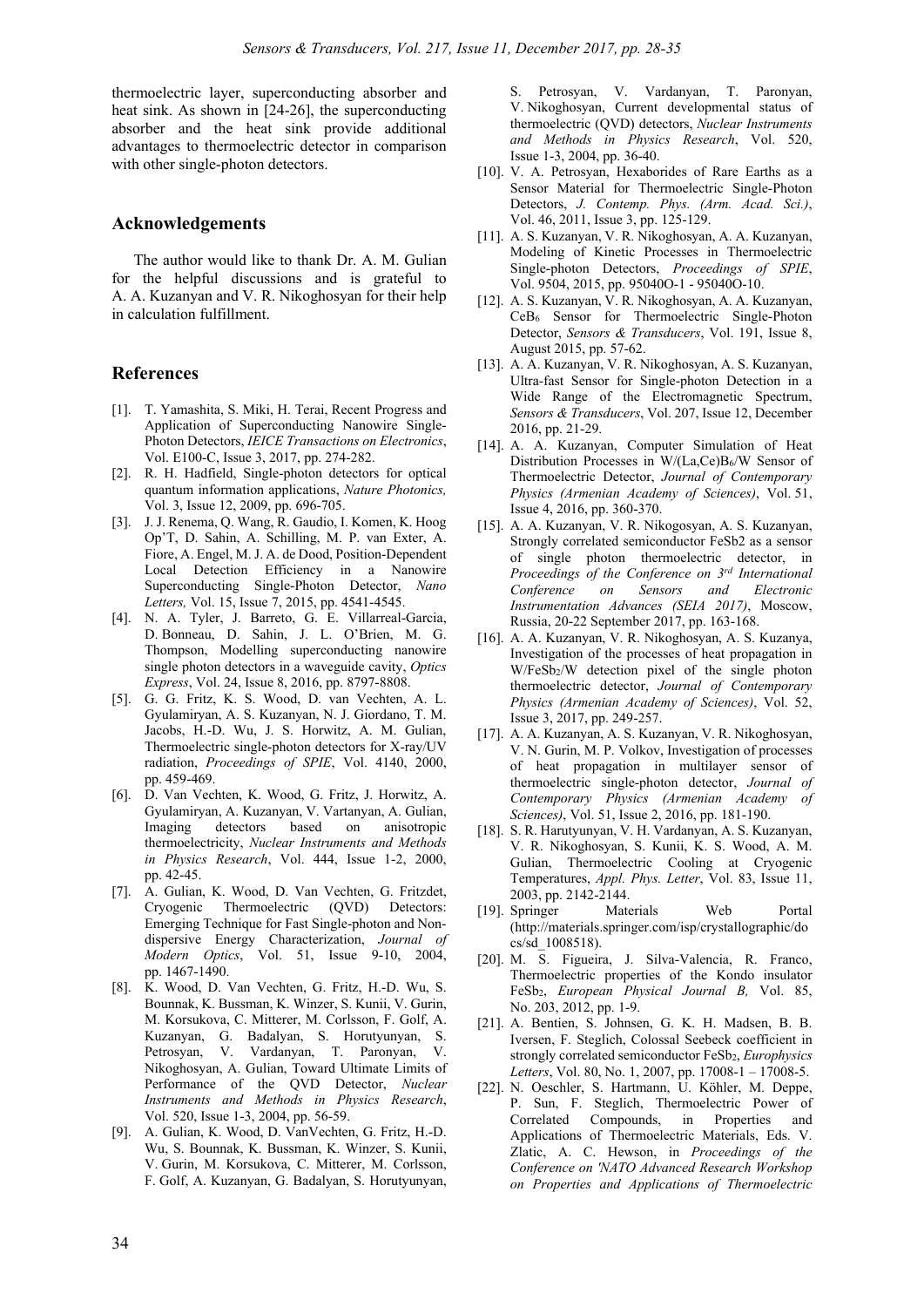thermoelectric layer, superconducting absorber and heat sink. As shown in [24-26], the superconducting absorber and the heat sink provide additional advantages to thermoelectric detector in comparison with other single-photon detectors.

## Acknowledgements

The author would like to thank Dr. A. M. Gulian for the helpful discussions and is grateful to A. A. Kuzanyan and V. R. Nikoghosyan for their help in calculation fulfillment.

## References

[1]. T. Yamashita, S. Miki, H. Terai, Recent Progress and Application of Superconducting Nanowire Single-Photon Detectors, *IEICE Transactions on Electronics*, Vol. E100-C, Issue 3, 2017, pp. 274-282.

[2]. R. H. Hadfield, Single-photon detectors for optical quantum information applications, *Nature Photonics,* Vol. 3, Issue 12, 2009, pp. 696-705.

[3]. J. J. Renema, Q. Wang, R. Gaudio, I. Komen, K. Hoog Op'T, D. Sahin, A. Schilling, M. P. van Exter, A. Fiore, A. Engel, M. J. A. de Dood, Position-Dependent Local Detection Efficiency in a Nanowire Superconducting Single-Photon Detector, *Nano Letters,* Vol. 15, Issue 7, 2015, pp. 4541-4545.

[4]. N. A. Tyler, J. Barreto, G. E. Villarreal-Garcia, D. Bonneau, D. Sahin, J. L. O'Brien, M. G. Thompson, Modelling superconducting nanowire single photon detectors in a waveguide cavity, *Optics Express*, Vol. 24, Issue 8, 2016, pp. 8797-8808.

[5]. G. G. Fritz, K. S. Wood, D. van Vechten, A. L. Gyulamiryan, A. S. Kuzanyan, N. J. Giordano, T. M. Jacobs, H.-D. Wu, J. S. Horwitz, A. M. Gulian, Thermoelectric single-photon detectors for X-ray/UV radiation, *Proceedings of SPIE*, Vol. 4140, 2000, pp. 459-469.

[6]. D. Van Vechten, K. Wood, G. Fritz, J. Horwitz, A. Gyulamiryan, A. Kuzanyan, V. Vartanyan, A. Gulian, Imaging detectors based on anisotropic thermoelectricity, *Nuclear Instruments and Methods in Physics Research*, Vol. 444, Issue 1-2, 2000, pp. 42-45.

[7]. A. Gulian, K. Wood, D. Van Vechten, G. Fritzdet, Cryogenic Thermoelectric (QVD) Detectors: Emerging Technique for Fast Single-photon and Non-dispersive Energy Characterization, *Journal of Modern Optics*, Vol. 51, Issue 9-10, 2004, pp. 1467-1490.

[8]. K. Wood, D. Van Vechten, G. Fritz, H.-D. Wu, S. Bounnak, K. Bussman, K. Winzer, S. Kunii, V. Gurin, M. Korsukova, C. Mitterer, M. Corlsson, F. Golf, A. Kuzanyan, G. Badalyan, S. Horutyunyan, S. Petrosyan, V. Vardanyan, T. Paronyan, V. Nikoghosyan, A. Gulian, Toward Ultimate Limits of Performance of the QVD Detector, *Nuclear Instruments and Methods in Physics Research*, Vol. 520, Issue 1-3, 2004, pp. 56-59.

[9]. A. Gulian, K. Wood, D. VanVechten, G. Fritz, H.-D. Wu, S. Bounnak, K. Bussman, K. Winzer, S. Kunii, V. Gurin, M. Korsukova, C. Mitterer, M. Corlsson, F. Golf, A. Kuzanyan, G. Badalyan, S. Horutyunyan, S. Petrosyan, V. Vardanyan, T. Paronyan, V. Nikoghosyan, Current developmental status of thermoelectric (QVD) detectors, *Nuclear Instruments and Methods in Physics Research*, Vol. 520, Issue 1-3, 2004, pp. 36-40.

[10]. V. A. Petrosyan, Hexaborides of Rare Earths as a Sensor Material for Thermoelectric Single-Photon Detectors, *J. Contemp. Phys. (Arm. Acad. Sci.)*, Vol. 46, 2011, Issue 3, pp. 125-129.

[11]. A. S. Kuzanyan, V. R. Nikoghosyan, A. A. Kuzanyan, Modeling of Kinetic Processes in Thermoelectric Single-photon Detectors, *Proceedings of SPIE*, Vol. 9504, 2015, pp. 95040O-1 - 95040O-10.

[12]. A. S. Kuzanyan, V. R. Nikoghosyan, A. A. Kuzanyan, $CeB_6$ Sensor for Thermoelectric Single-Photon Detector, *Sensors & Transducers*, Vol. 191, Issue 8, August 2015, pp. 57-62.

[13]. A. A. Kuzanyan, V. R. Nikoghosyan, A. S. Kuzanyan, Ultra-fast Sensor for Single-photon Detection in a Wide Range of the Electromagnetic Spectrum, *Sensors & Transducers*, Vol. 207, Issue 12, December 2016, pp. 21-29.

[14]. A. A. Kuzanyan, Computer Simulation of Heat Distribution Processes in W/(La,Ce)$B_6$/W Sensor of Thermoelectric Detector, *Journal of Contemporary Physics (Armenian Academy of Sciences)*, Vol. 51, Issue 4, 2016, pp. 360-370.

[15]. A. A. Kuzanyan, V. R. Nikogosyan, A. S. Kuzanyan, Strongly correlated semiconductor FeSb2 as a sensor of single photon thermoelectric detector, in *Proceedings of the Conference on 3rd International Conference on Sensors and Electronic Instrumentation Advances (SEIA 2017)*, Moscow, Russia, 20-22 September 2017, pp. 163-168.

[16]. A. A. Kuzanyan, V. R. Nikoghosyan, A. S. Kuzanya, Investigation of the processes of heat propagation in W/$FeSb_2$/W detection pixel of the single photon thermoelectric detector, *Journal of Contemporary Physics (Armenian Academy of Sciences)*, Vol. 52, Issue 3, 2017, pp. 249-257.

[17]. A. A. Kuzanyan, A. S. Kuzanyan, V. R. Nikoghosyan, V. N. Gurin, M. P. Volkov, Investigation of processes of heat propagation in multilayer sensor of thermoelectric single-photon detector, *Journal of Contemporary Physics (Armenian Academy of Sciences)*, Vol. 51, Issue 2, 2016, pp. 181-190.

[18]. S. R. Harutyunyan, V. H. Vardanyan, A. S. Kuzanyan, V. R. Nikoghosyan, S. Kunii, K. S. Wood, A. M. Gulian, Thermoelectric Cooling at Cryogenic Temperatures, *Appl. Phys. Letter*, Vol. 83, Issue 11, 2003, pp. 2142-2144.

[19]. Springer Materials Web Portal (http://materials.springer.com/isp/crystallographic/docs/sd_1008518).

[20]. M. S. Figueira, J. Silva-Valencia, R. Franco, Thermoelectric properties of the Kondo insulator $FeSb_2$, *European Physical Journal B,* Vol. 85, No. 203, 2012, pp. 1-9.

[21]. A. Bentien, S. Johnsen, G. K. H. Madsen, B. B. Iversen, F. Steglich, Colossal Seebeck coefficient in strongly correlated semiconductor $FeSb_2$, *Europhysics Letters*, Vol. 80, No. 1, 2007, pp. 17008-1 – 17008-5.

[22]. N. Oeschler, S. Hartmann, U. Köhler, M. Deppe, P. Sun, F. Steglich, Thermoelectric Power of Correlated Compounds, in Properties and Applications of Thermoelectric Materials, Eds. V. Zlatic, A. C. Hewson, in *Proceedings of the Conference on 'NATO Advanced Research Workshop on Properties and Applications of Thermoelectric*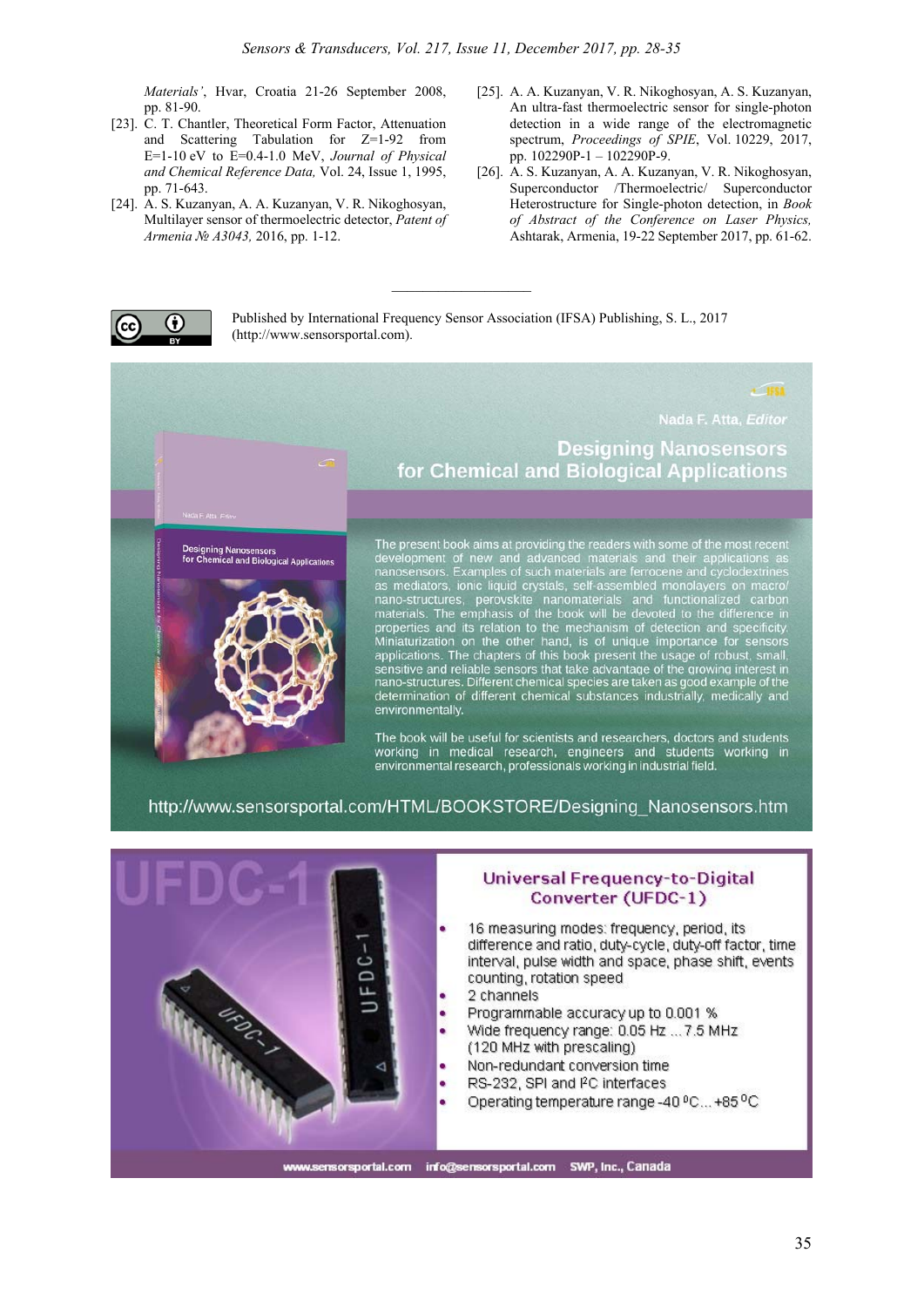*Materials'*, Hvar, Croatia 21-26 September 2008, pp. 81-90.

[23]. C. T. Chantler, Theoretical Form Factor, Attenuation and Scattering Tabulation for Z=1-92 from E=1-10 eV to E=0.4-1.0 MeV, *Journal of Physical and Chemical Reference Data,* Vol. 24, Issue 1, 1995, pp. 71-643.

[24]. A. S. Kuzanyan, A. A. Kuzanyan, V. R. Nikoghosyan, Multilayer sensor of thermoelectric detector, *Patent of Armenia № A3043,* 2016, pp. 1-12.

[25]. A. A. Kuzanyan, V. R. Nikoghosyan, A. S. Kuzanyan, An ultra-fast thermoelectric sensor for single-photon detection in a wide range of the electromagnetic spectrum, *Proceedings of SPIE*, Vol. 10229, 2017, pp. 102290P-1 – 102290P-9.

[26]. A. S. Kuzanyan, A. A. Kuzanyan, V. R. Nikoghosyan, Superconductor /Thermoelectric/ Superconductor Heterostructure for Single-photon detection, in *Book of Abstract of the Conference on Laser Physics,* Ashtarak, Armenia, 19-22 September 2017, pp. 61-62.

---

Published by International Frequency Sensor Association (IFSA) Publishing, S. L., 2017 (http://www.sensorsportal.com).

Nada F. Atta, *Editor*

**Designing Nanosensors for Chemical and Biological Applications**

The present book aims at providing the readers with some of the most recent development of new and advanced materials and their applications as nanosensors. Examples of such materials are ferrocene and cyclodextrines as mediators, ionic liquid crystals, self-assembled monolayers on macro/ nano-structures, perovskite nanomaterials and functionalized carbon materials. The emphasis of the book will be devoted to the difference in properties and its relation to the mechanism of detection and specificity. Miniaturization on the other hand, is of unique importance for sensors applications. The chapters of this book present the usage of robust, small, sensitive and reliable sensors that take advantage of the growing interest in nano-structures. Different chemical species are taken as good example of the determination of different chemical substances industrially, medically and environmentally.

The book will be useful for scientists and researchers, doctors and students working in medical research, engineers and students working in environmental research, professionals working in industrial field.

http://www.sensorsportal.com/HTML/BOOKSTORE/Designing_Nanosensors.htm

**Universal Frequency-to-Digital Converter (UFDC-1)**

- 16 measuring modes: frequency, period, its difference and ratio, duty-cycle, duty-off factor, time interval, pulse width and space, phase shift, events counting, rotation speed
- 2 channels
- Programmable accuracy up to 0.001 %
- Wide frequency range: 0.05 Hz ... 7.5 MHz (120 MHz with prescaling)
- Non-redundant conversion time
- RS-232, SPI and I²C interfaces
- Operating temperature range -40 °C... +85 °C

www.sensorsportal.com info@sensorsportal.com SWP, Inc., Canada